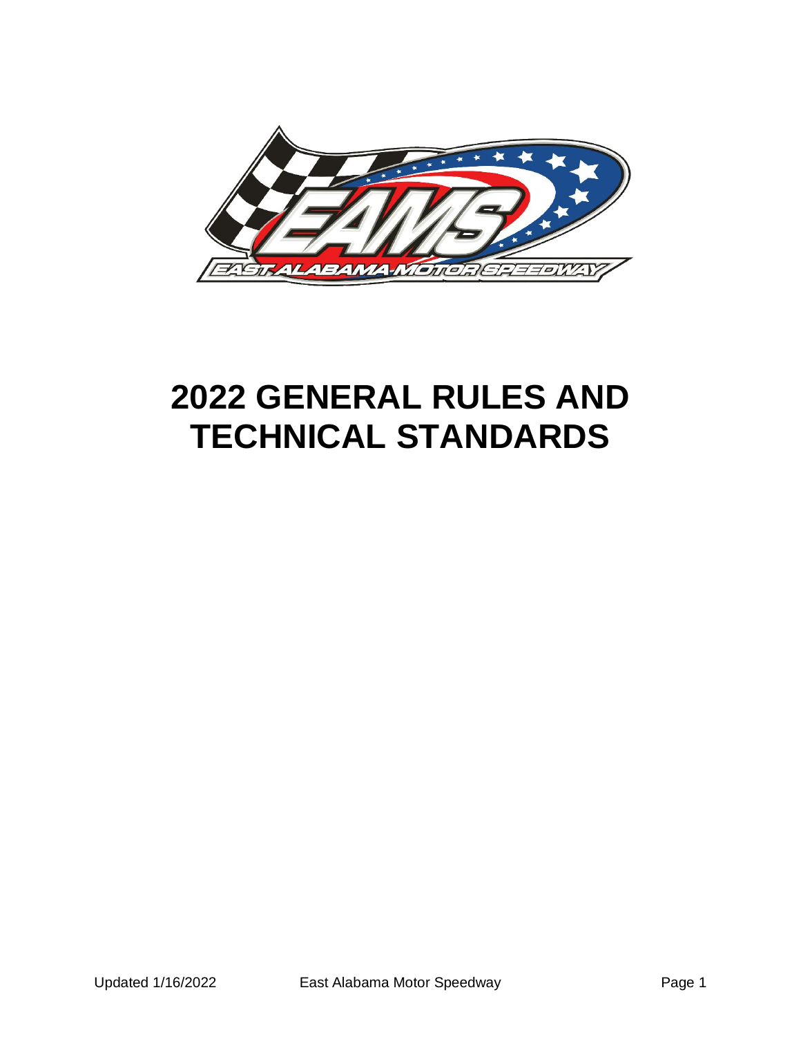# 2022 GENERAL RULES AND TECHNICAL STANDARDS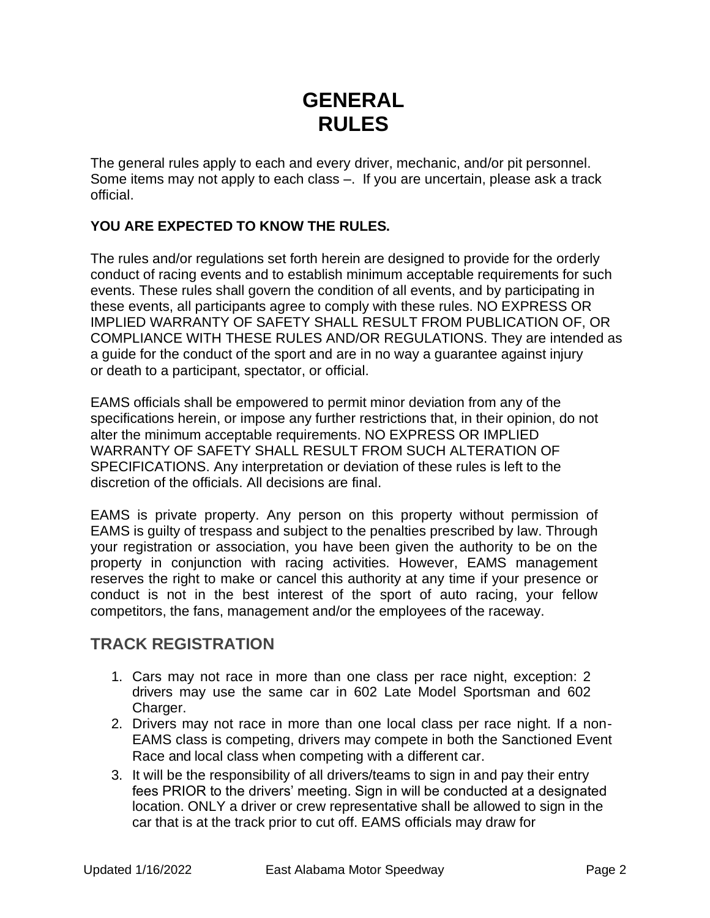# GENERAL RULES

The general rules apply to each and every driver, mechanic, and/or pit personnel. Some items may not apply to each class –. If you are uncertain, please ask a track official.

**YOU ARE EXPECTED TO KNOW THE RULES.**

The rules and/or regulations set forth herein are designed to provide for the orderly conduct of racing events and to establish minimum acceptable requirements for such events. These rules shall govern the condition of all events, and by participating in these events, all participants agree to comply with these rules. NO EXPRESS OR IMPLIED WARRANTY OF SAFETY SHALL RESULT FROM PUBLICATION OF, OR COMPLIANCE WITH THESE RULES AND/OR REGULATIONS. They are intended as a guide for the conduct of the sport and are in no way a guarantee against injury or death to a participant, spectator, or official.

EAMS officials shall be empowered to permit minor deviation from any of the specifications herein, or impose any further restrictions that, in their opinion, do not alter the minimum acceptable requirements. NO EXPRESS OR IMPLIED WARRANTY OF SAFETY SHALL RESULT FROM SUCH ALTERATION OF SPECIFICATIONS. Any interpretation or deviation of these rules is left to the discretion of the officials. All decisions are final.

EAMS is private property. Any person on this property without permission of EAMS is guilty of trespass and subject to the penalties prescribed by law. Through your registration or association, you have been given the authority to be on the property in conjunction with racing activities. However, EAMS management reserves the right to make or cancel this authority at any time if your presence or conduct is not in the best interest of the sport of auto racing, your fellow competitors, the fans, management and/or the employees of the raceway.

## TRACK REGISTRATION

1. Cars may not race in more than one class per race night, exception: 2 drivers may use the same car in 602 Late Model Sportsman and 602 Charger.
2. Drivers may not race in more than one local class per race night. If a non-EAMS class is competing, drivers may compete in both the Sanctioned Event Race and local class when competing with a different car.
3. It will be the responsibility of all drivers/teams to sign in and pay their entry fees PRIOR to the drivers' meeting. Sign in will be conducted at a designated location. ONLY a driver or crew representative shall be allowed to sign in the car that is at the track prior to cut off. EAMS officials may draw for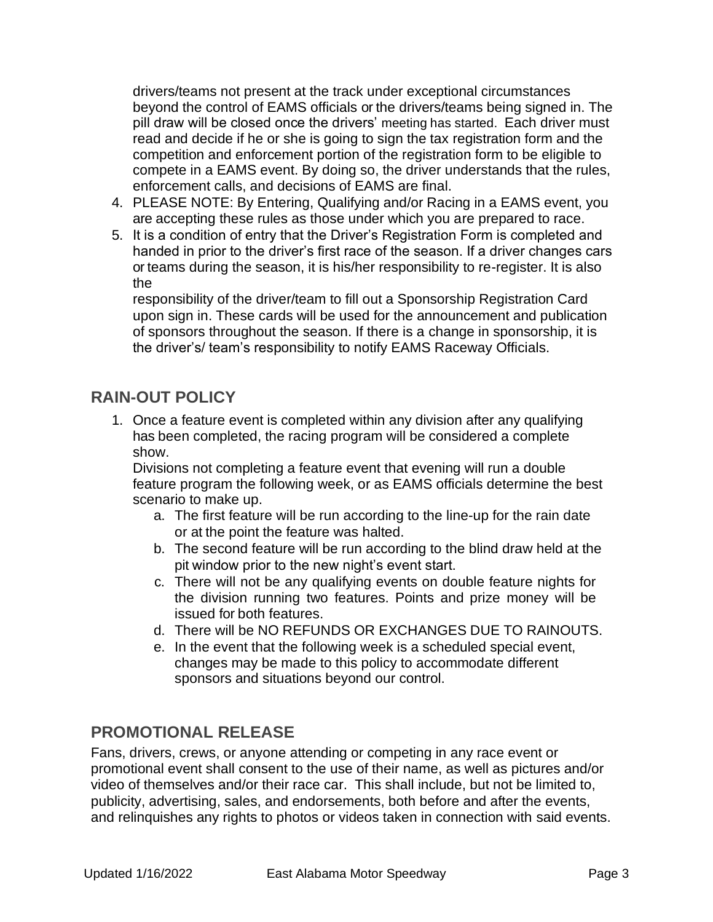drivers/teams not present at the track under exceptional circumstances beyond the control of EAMS officials or the drivers/teams being signed in. The pill draw will be closed once the drivers' meeting has started. Each driver must read and decide if he or she is going to sign the tax registration form and the competition and enforcement portion of the registration form to be eligible to compete in a EAMS event. By doing so, the driver understands that the rules, enforcement calls, and decisions of EAMS are final.

4. PLEASE NOTE: By Entering, Qualifying and/or Racing in a EAMS event, you are accepting these rules as those under which you are prepared to race.
5. It is a condition of entry that the Driver's Registration Form is completed and handed in prior to the driver's first race of the season. If a driver changes cars or teams during the season, it is his/her responsibility to re-register. It is also the responsibility of the driver/team to fill out a Sponsorship Registration Card upon sign in. These cards will be used for the announcement and publication of sponsors throughout the season. If there is a change in sponsorship, it is the driver's/ team's responsibility to notify EAMS Raceway Officials.

## RAIN-OUT POLICY

1. Once a feature event is completed within any division after any qualifying has been completed, the racing program will be considered a complete show.
   Divisions not completing a feature event that evening will run a double feature program the following week, or as EAMS officials determine the best scenario to make up.
   a. The first feature will be run according to the line-up for the rain date or at the point the feature was halted.
   b. The second feature will be run according to the blind draw held at the pit window prior to the new night's event start.
   c. There will not be any qualifying events on double feature nights for the division running two features. Points and prize money will be issued for both features.
   d. There will be NO REFUNDS OR EXCHANGES DUE TO RAINOUTS.
   e. In the event that the following week is a scheduled special event, changes may be made to this policy to accommodate different sponsors and situations beyond our control.

## PROMOTIONAL RELEASE

Fans, drivers, crews, or anyone attending or competing in any race event or promotional event shall consent to the use of their name, as well as pictures and/or video of themselves and/or their race car. This shall include, but not be limited to, publicity, advertising, sales, and endorsements, both before and after the events, and relinquishes any rights to photos or videos taken in connection with said events.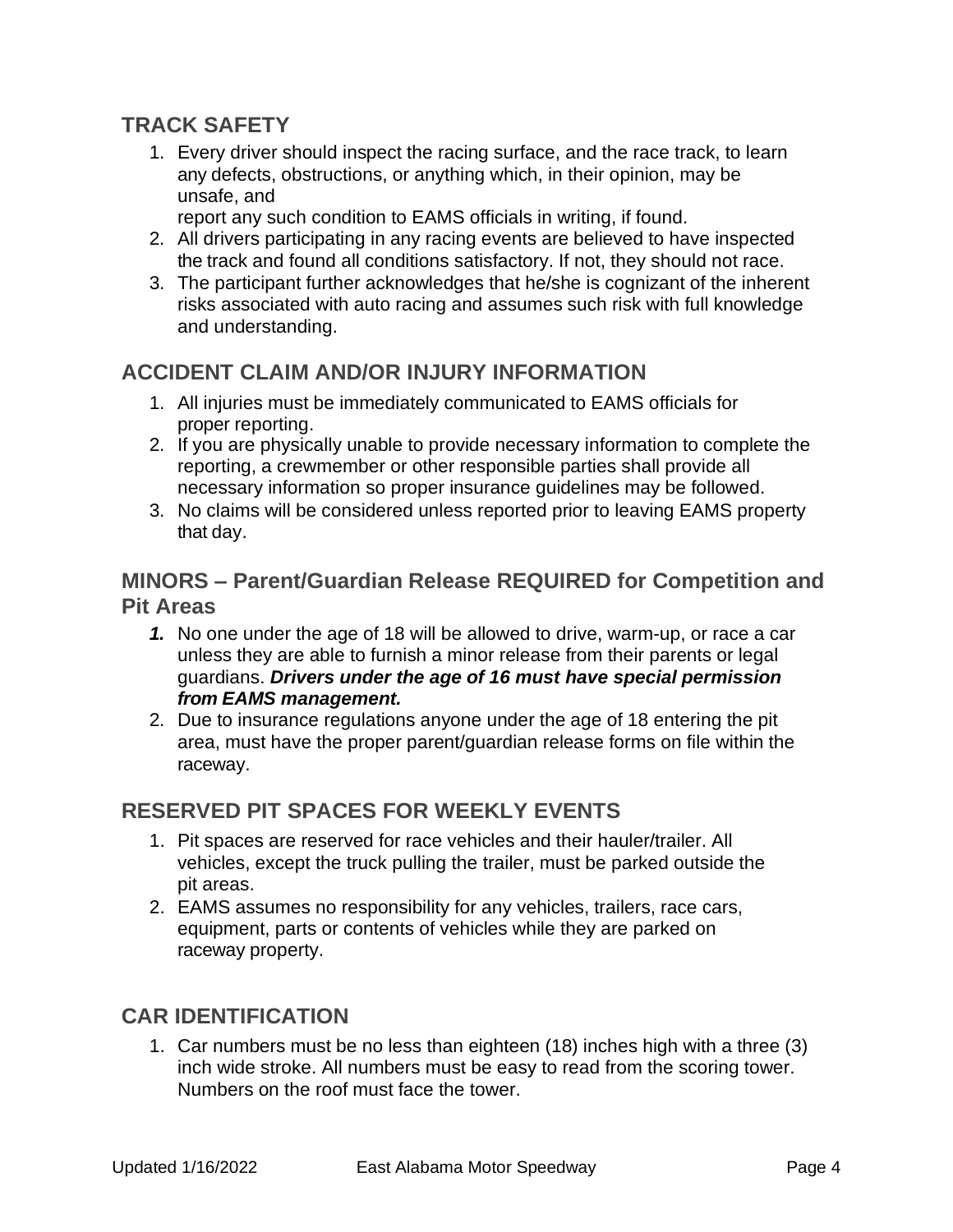## TRACK SAFETY

1. Every driver should inspect the racing surface, and the race track, to learn any defects, obstructions, or anything which, in their opinion, may be unsafe, and report any such condition to EAMS officials in writing, if found.
2. All drivers participating in any racing events are believed to have inspected the track and found all conditions satisfactory. If not, they should not race.
3. The participant further acknowledges that he/she is cognizant of the inherent risks associated with auto racing and assumes such risk with full knowledge and understanding.

## ACCIDENT CLAIM AND/OR INJURY INFORMATION

1. All injuries must be immediately communicated to EAMS officials for proper reporting.
2. If you are physically unable to provide necessary information to complete the reporting, a crewmember or other responsible parties shall provide all necessary information so proper insurance guidelines may be followed.
3. No claims will be considered unless reported prior to leaving EAMS property that day.

## MINORS – Parent/Guardian Release REQUIRED for Competition and Pit Areas

1. No one under the age of 18 will be allowed to drive, warm-up, or race a car unless they are able to furnish a minor release from their parents or legal guardians. ***Drivers under the age of 16 must have special permission from EAMS management.***
2. Due to insurance regulations anyone under the age of 18 entering the pit area, must have the proper parent/guardian release forms on file within the raceway.

## RESERVED PIT SPACES FOR WEEKLY EVENTS

1. Pit spaces are reserved for race vehicles and their hauler/trailer. All vehicles, except the truck pulling the trailer, must be parked outside the pit areas.
2. EAMS assumes no responsibility for any vehicles, trailers, race cars, equipment, parts or contents of vehicles while they are parked on raceway property.

## CAR IDENTIFICATION

1. Car numbers must be no less than eighteen (18) inches high with a three (3) inch wide stroke. All numbers must be easy to read from the scoring tower. Numbers on the roof must face the tower.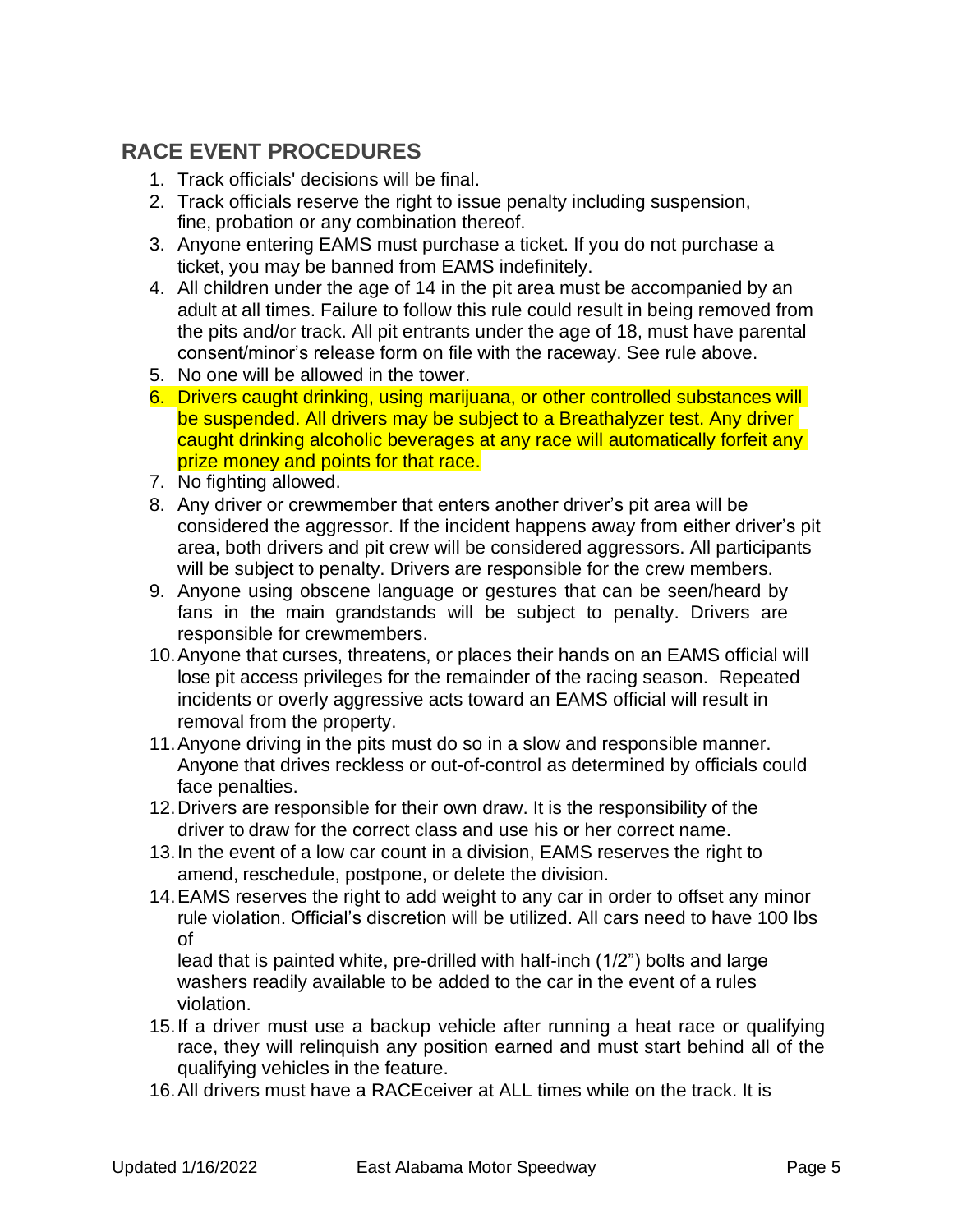## RACE EVENT PROCEDURES

1. Track officials' decisions will be final.
2. Track officials reserve the right to issue penalty including suspension, fine, probation or any combination thereof.
3. Anyone entering EAMS must purchase a ticket. If you do not purchase a ticket, you may be banned from EAMS indefinitely.
4. All children under the age of 14 in the pit area must be accompanied by an adult at all times. Failure to follow this rule could result in being removed from the pits and/or track. All pit entrants under the age of 18, must have parental consent/minor's release form on file with the raceway. See rule above.
5. No one will be allowed in the tower.
6. Drivers caught drinking, using marijuana, or other controlled substances will be suspended. All drivers may be subject to a Breathalyzer test. Any driver caught drinking alcoholic beverages at any race will automatically forfeit any prize money and points for that race.
7. No fighting allowed.
8. Any driver or crewmember that enters another driver's pit area will be considered the aggressor. If the incident happens away from either driver's pit area, both drivers and pit crew will be considered aggressors. All participants will be subject to penalty. Drivers are responsible for the crew members.
9. Anyone using obscene language or gestures that can be seen/heard by fans in the main grandstands will be subject to penalty. Drivers are responsible for crewmembers.
10. Anyone that curses, threatens, or places their hands on an EAMS official will lose pit access privileges for the remainder of the racing season. Repeated incidents or overly aggressive acts toward an EAMS official will result in removal from the property.
11. Anyone driving in the pits must do so in a slow and responsible manner. Anyone that drives reckless or out-of-control as determined by officials could face penalties.
12. Drivers are responsible for their own draw. It is the responsibility of the driver to draw for the correct class and use his or her correct name.
13. In the event of a low car count in a division, EAMS reserves the right to amend, reschedule, postpone, or delete the division.
14. EAMS reserves the right to add weight to any car in order to offset any minor rule violation. Official's discretion will be utilized. All cars need to have 100 lbs of lead that is painted white, pre-drilled with half-inch (1/2") bolts and large washers readily available to be added to the car in the event of a rules violation.
15. If a driver must use a backup vehicle after running a heat race or qualifying race, they will relinquish any position earned and must start behind all of the qualifying vehicles in the feature.
16. All drivers must have a RACEceiver at ALL times while on the track. It is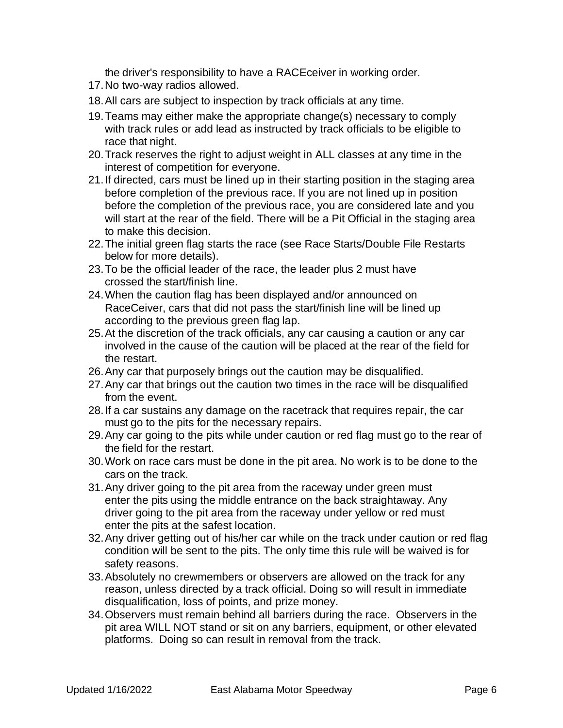the driver's responsibility to have a RACEceiver in working order.

17. No two-way radios allowed.
18. All cars are subject to inspection by track officials at any time.
19. Teams may either make the appropriate change(s) necessary to comply with track rules or add lead as instructed by track officials to be eligible to race that night.
20. Track reserves the right to adjust weight in ALL classes at any time in the interest of competition for everyone.
21. If directed, cars must be lined up in their starting position in the staging area before completion of the previous race. If you are not lined up in position before the completion of the previous race, you are considered late and you will start at the rear of the field. There will be a Pit Official in the staging area to make this decision.
22. The initial green flag starts the race (see Race Starts/Double File Restarts below for more details).
23. To be the official leader of the race, the leader plus 2 must have crossed the start/finish line.
24. When the caution flag has been displayed and/or announced on RaceCeiver, cars that did not pass the start/finish line will be lined up according to the previous green flag lap.
25. At the discretion of the track officials, any car causing a caution or any car involved in the cause of the caution will be placed at the rear of the field for the restart.
26. Any car that purposely brings out the caution may be disqualified.
27. Any car that brings out the caution two times in the race will be disqualified from the event.
28. If a car sustains any damage on the racetrack that requires repair, the car must go to the pits for the necessary repairs.
29. Any car going to the pits while under caution or red flag must go to the rear of the field for the restart.
30. Work on race cars must be done in the pit area. No work is to be done to the cars on the track.
31. Any driver going to the pit area from the raceway under green must enter the pits using the middle entrance on the back straightaway. Any driver going to the pit area from the raceway under yellow or red must enter the pits at the safest location.
32. Any driver getting out of his/her car while on the track under caution or red flag condition will be sent to the pits. The only time this rule will be waived is for safety reasons.
33. Absolutely no crewmembers or observers are allowed on the track for any reason, unless directed by a track official. Doing so will result in immediate disqualification, loss of points, and prize money.
34. Observers must remain behind all barriers during the race. Observers in the pit area WILL NOT stand or sit on any barriers, equipment, or other elevated platforms. Doing so can result in removal from the track.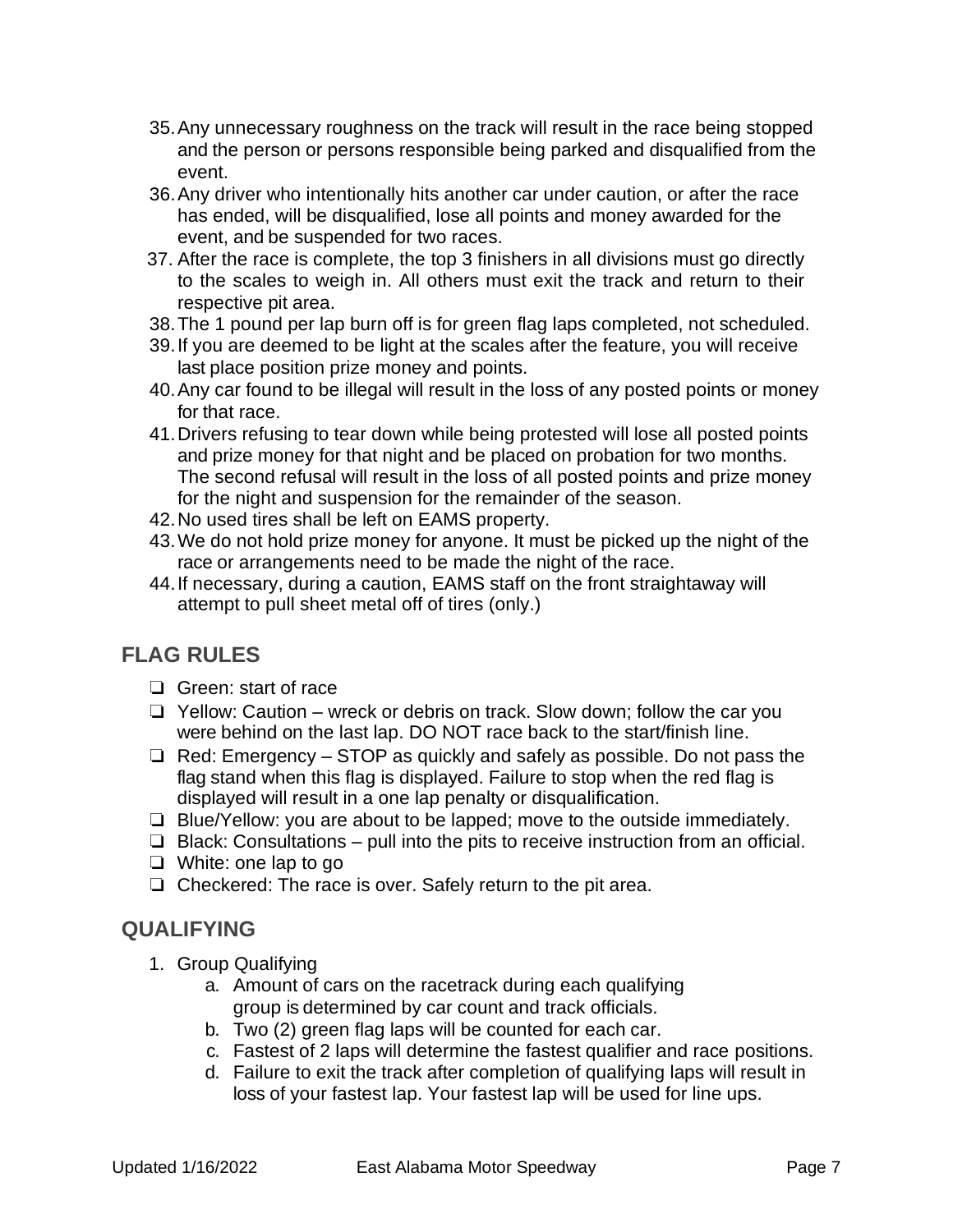35. Any unnecessary roughness on the track will result in the race being stopped and the person or persons responsible being parked and disqualified from the event.
36. Any driver who intentionally hits another car under caution, or after the race has ended, will be disqualified, lose all points and money awarded for the event, and be suspended for two races.
37. After the race is complete, the top 3 finishers in all divisions must go directly to the scales to weigh in. All others must exit the track and return to their respective pit area.
38. The 1 pound per lap burn off is for green flag laps completed, not scheduled.
39. If you are deemed to be light at the scales after the feature, you will receive last place position prize money and points.
40. Any car found to be illegal will result in the loss of any posted points or money for that race.
41. Drivers refusing to tear down while being protested will lose all posted points and prize money for that night and be placed on probation for two months. The second refusal will result in the loss of all posted points and prize money for the night and suspension for the remainder of the season.
42. No used tires shall be left on EAMS property.
43. We do not hold prize money for anyone. It must be picked up the night of the race or arrangements need to be made the night of the race.
44. If necessary, during a caution, EAMS staff on the front straightaway will attempt to pull sheet metal off of tires (only.)

## FLAG RULES

- ❏ Green: start of race
- ❏ Yellow: Caution – wreck or debris on track. Slow down; follow the car you were behind on the last lap. DO NOT race back to the start/finish line.
- ❏ Red: Emergency – STOP as quickly and safely as possible. Do not pass the flag stand when this flag is displayed. Failure to stop when the red flag is displayed will result in a one lap penalty or disqualification.
- ❏ Blue/Yellow: you are about to be lapped; move to the outside immediately.
- ❏ Black: Consultations – pull into the pits to receive instruction from an official.
- ❏ White: one lap to go
- ❏ Checkered: The race is over. Safely return to the pit area.

## QUALIFYING

1. Group Qualifying
    a. Amount of cars on the racetrack during each qualifying group is determined by car count and track officials.
    b. Two (2) green flag laps will be counted for each car.
    c. Fastest of 2 laps will determine the fastest qualifier and race positions.
    d. Failure to exit the track after completion of qualifying laps will result in loss of your fastest lap. Your fastest lap will be used for line ups.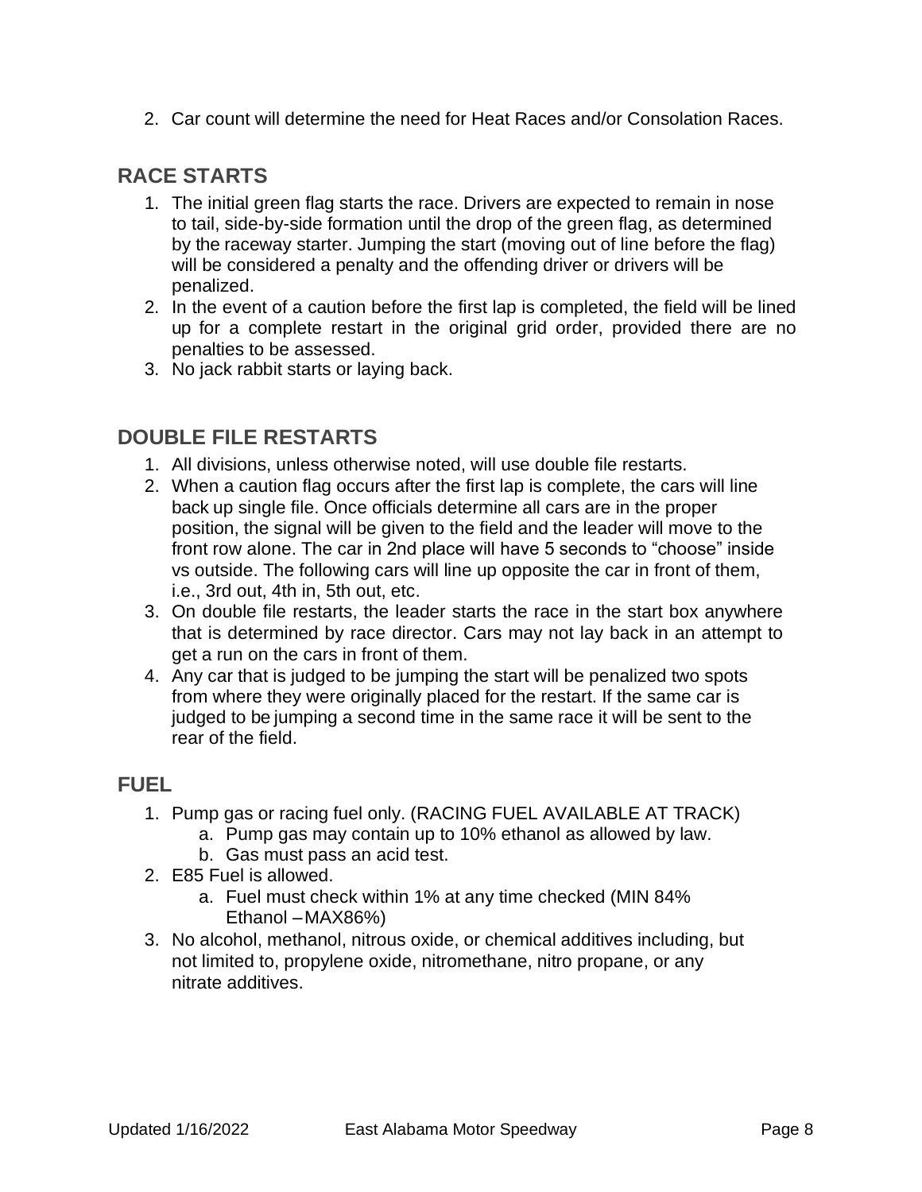2. Car count will determine the need for Heat Races and/or Consolation Races.

## RACE STARTS

1. The initial green flag starts the race. Drivers are expected to remain in nose to tail, side-by-side formation until the drop of the green flag, as determined by the raceway starter. Jumping the start (moving out of line before the flag) will be considered a penalty and the offending driver or drivers will be penalized.
2. In the event of a caution before the first lap is completed, the field will be lined up for a complete restart in the original grid order, provided there are no penalties to be assessed.
3. No jack rabbit starts or laying back.

## DOUBLE FILE RESTARTS

1. All divisions, unless otherwise noted, will use double file restarts.
2. When a caution flag occurs after the first lap is complete, the cars will line back up single file. Once officials determine all cars are in the proper position, the signal will be given to the field and the leader will move to the front row alone. The car in 2nd place will have 5 seconds to "choose" inside vs outside. The following cars will line up opposite the car in front of them, i.e., 3rd out, 4th in, 5th out, etc.
3. On double file restarts, the leader starts the race in the start box anywhere that is determined by race director. Cars may not lay back in an attempt to get a run on the cars in front of them.
4. Any car that is judged to be jumping the start will be penalized two spots from where they were originally placed for the restart. If the same car is judged to be jumping a second time in the same race it will be sent to the rear of the field.

## FUEL

1. Pump gas or racing fuel only. (RACING FUEL AVAILABLE AT TRACK)
   a. Pump gas may contain up to 10% ethanol as allowed by law.
   b. Gas must pass an acid test.
2. E85 Fuel is allowed.
   a. Fuel must check within 1% at any time checked (MIN 84% Ethanol – MAX86%)
3. No alcohol, methanol, nitrous oxide, or chemical additives including, but not limited to, propylene oxide, nitromethane, nitro propane, or any nitrate additives.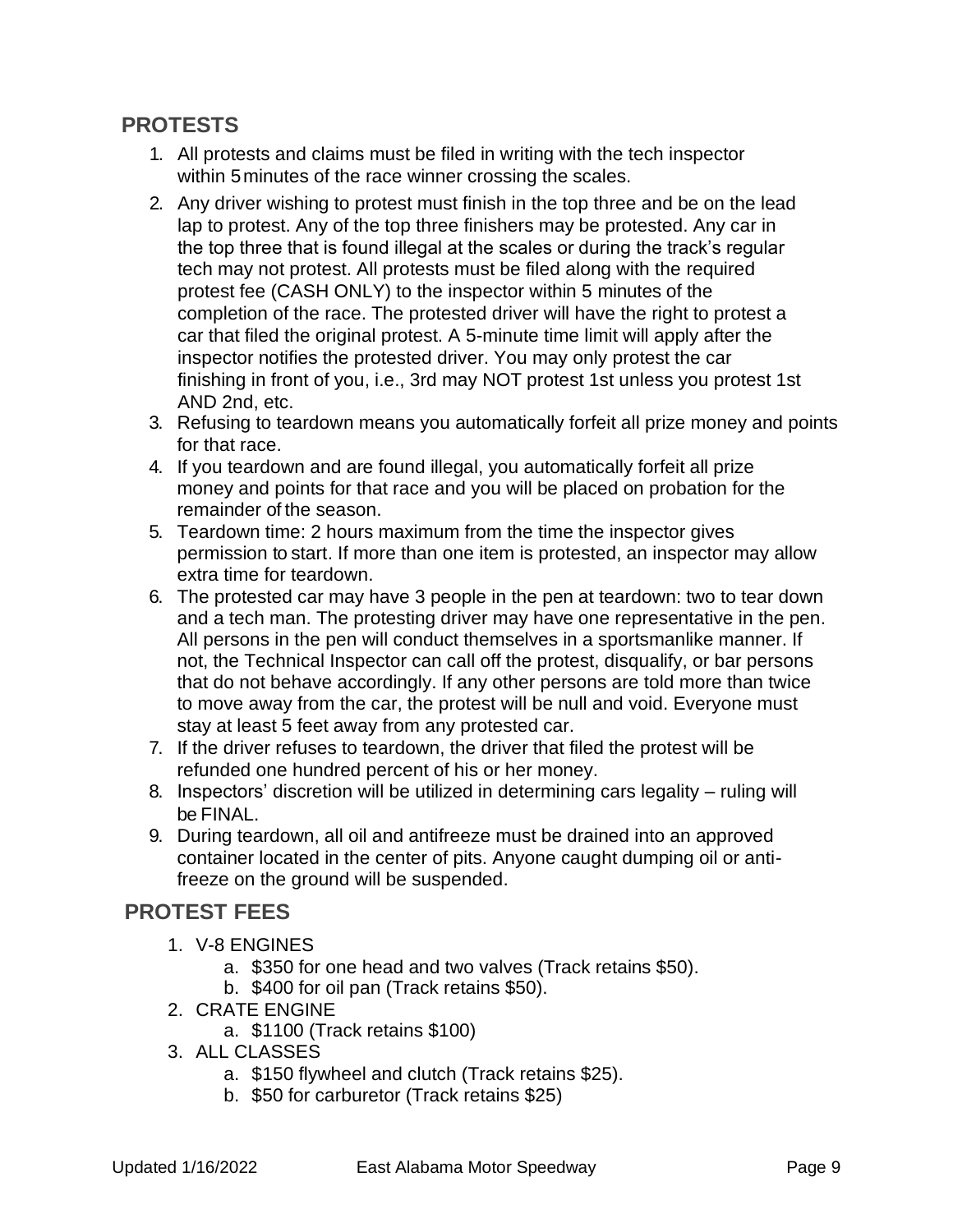## PROTESTS

1. All protests and claims must be filed in writing with the tech inspector within 5 minutes of the race winner crossing the scales.
2. Any driver wishing to protest must finish in the top three and be on the lead lap to protest. Any of the top three finishers may be protested. Any car in the top three that is found illegal at the scales or during the track's regular tech may not protest. All protests must be filed along with the required protest fee (CASH ONLY) to the inspector within 5 minutes of the completion of the race. The protested driver will have the right to protest a car that filed the original protest. A 5-minute time limit will apply after the inspector notifies the protested driver. You may only protest the car finishing in front of you, i.e., 3rd may NOT protest 1st unless you protest 1st AND 2nd, etc.
3. Refusing to teardown means you automatically forfeit all prize money and points for that race.
4. If you teardown and are found illegal, you automatically forfeit all prize money and points for that race and you will be placed on probation for the remainder of the season.
5. Teardown time: 2 hours maximum from the time the inspector gives permission to start. If more than one item is protested, an inspector may allow extra time for teardown.
6. The protested car may have 3 people in the pen at teardown: two to tear down and a tech man. The protesting driver may have one representative in the pen. All persons in the pen will conduct themselves in a sportsmanlike manner. If not, the Technical Inspector can call off the protest, disqualify, or bar persons that do not behave accordingly. If any other persons are told more than twice to move away from the car, the protest will be null and void. Everyone must stay at least 5 feet away from any protested car.
7. If the driver refuses to teardown, the driver that filed the protest will be refunded one hundred percent of his or her money.
8. Inspectors' discretion will be utilized in determining cars legality – ruling will be FINAL.
9. During teardown, all oil and antifreeze must be drained into an approved container located in the center of pits. Anyone caught dumping oil or anti-freeze on the ground will be suspended.

## PROTEST FEES

1. V-8 ENGINES
   a. $350 for one head and two valves (Track retains $50).
   b. $400 for oil pan (Track retains $50).
2. CRATE ENGINE
   a. $1100 (Track retains $100)
3. ALL CLASSES
   a. $150 flywheel and clutch (Track retains $25).
   b. $50 for carburetor (Track retains $25)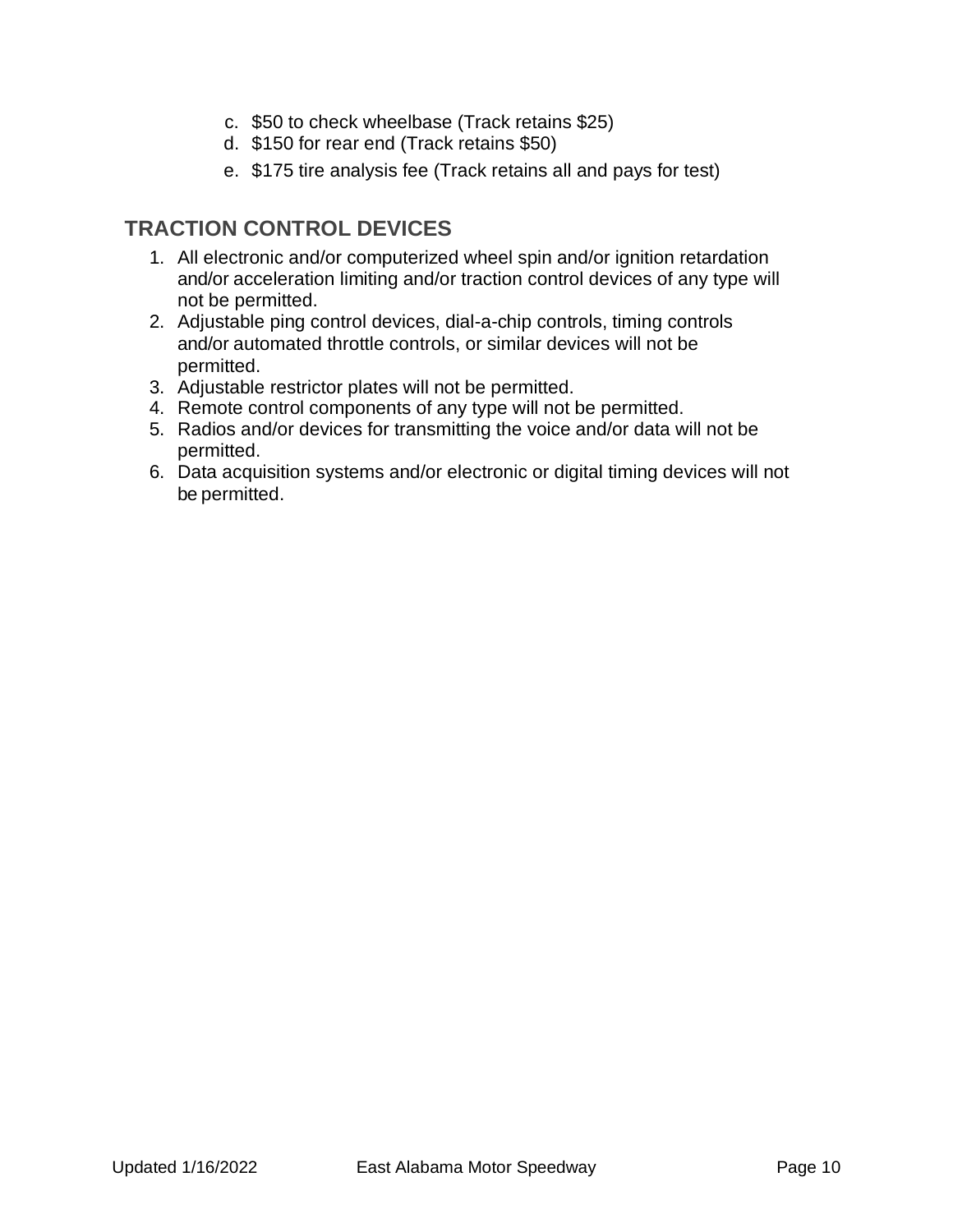c. $50 to check wheelbase (Track retains $25)
d. $150 for rear end (Track retains $50)
e. $175 tire analysis fee (Track retains all and pays for test)

## TRACTION CONTROL DEVICES

1. All electronic and/or computerized wheel spin and/or ignition retardation and/or acceleration limiting and/or traction control devices of any type will not be permitted.
2. Adjustable ping control devices, dial-a-chip controls, timing controls and/or automated throttle controls, or similar devices will not be permitted.
3. Adjustable restrictor plates will not be permitted.
4. Remote control components of any type will not be permitted.
5. Radios and/or devices for transmitting the voice and/or data will not be permitted.
6. Data acquisition systems and/or electronic or digital timing devices will not be permitted.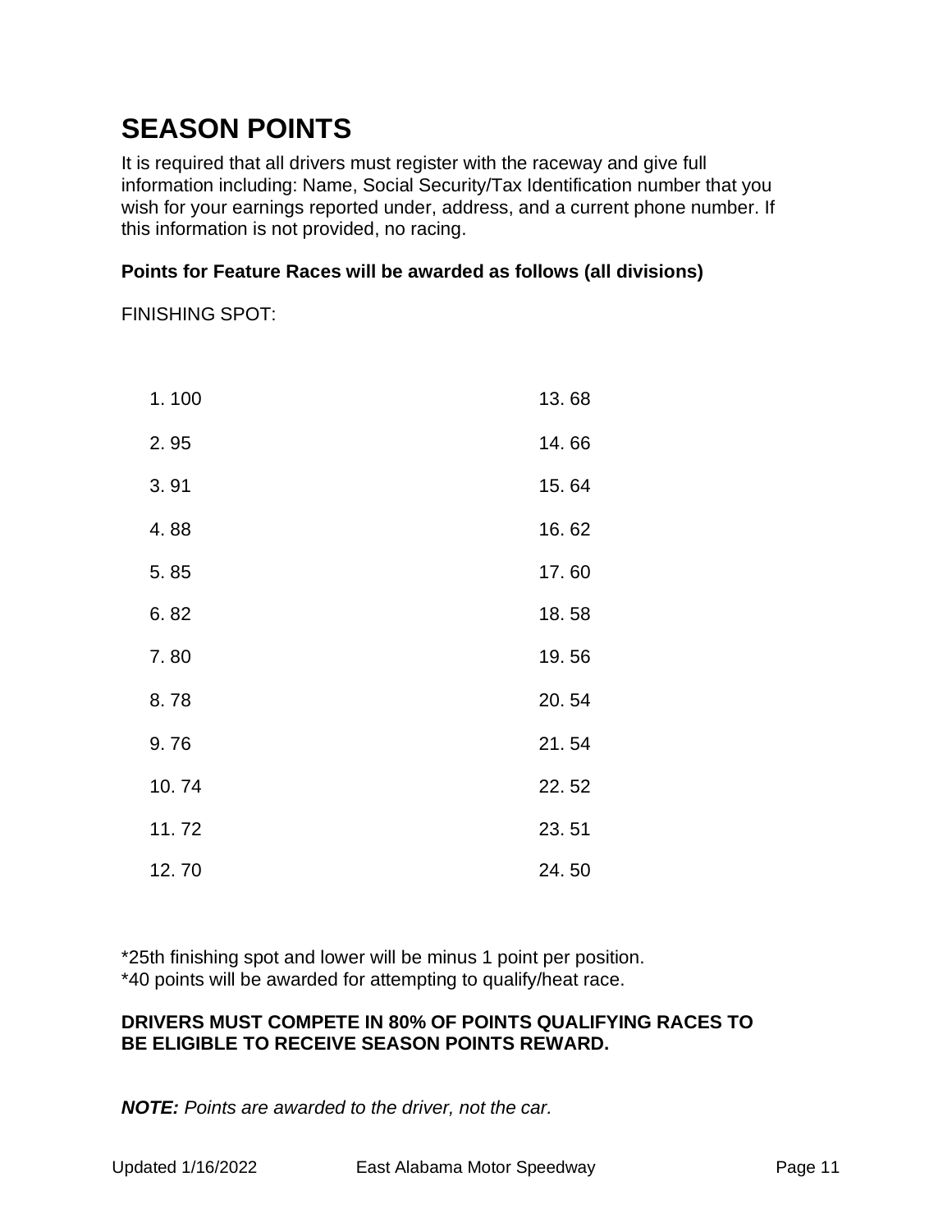# SEASON POINTS

It is required that all drivers must register with the raceway and give full information including: Name, Social Security/Tax Identification number that you wish for your earnings reported under, address, and a current phone number. If this information is not provided, no racing.

**Points for Feature Races will be awarded as follows (all divisions)**

FINISHING SPOT:

| | |
|---|---|
| 1. 100 | 13. 68 |
| 2. 95 | 14. 66 |
| 3. 91 | 15. 64 |
| 4. 88 | 16. 62 |
| 5. 85 | 17. 60 |
| 6. 82 | 18. 58 |
| 7. 80 | 19. 56 |
| 8. 78 | 20. 54 |
| 9. 76 | 21. 54 |
| 10. 74 | 22. 52 |
| 11. 72 | 23. 51 |
| 12. 70 | 24. 50 |

*25th finishing spot and lower will be minus 1 point per position.
*40 points will be awarded for attempting to qualify/heat race.

**DRIVERS MUST COMPETE IN 80% OF POINTS QUALIFYING RACES TO BE ELIGIBLE TO RECEIVE SEASON POINTS REWARD.**

***NOTE:*** *Points are awarded to the driver, not the car.*